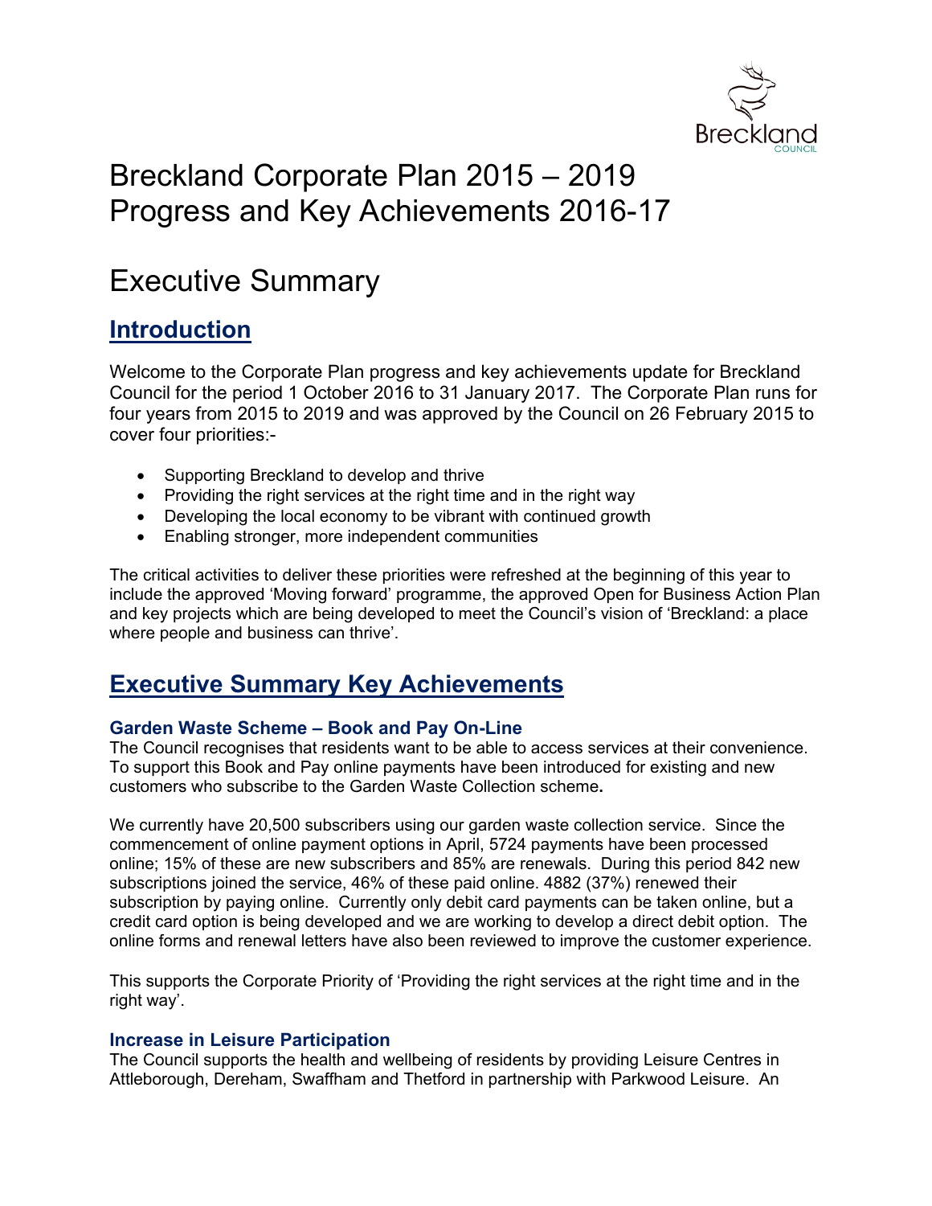# Breckland Corporate Plan 2015 – 2019
# Progress and Key Achievements 2016-17

# Executive Summary

## Introduction

Welcome to the Corporate Plan progress and key achievements update for Breckland Council for the period 1 October 2016 to 31 January 2017. The Corporate Plan runs for four years from 2015 to 2019 and was approved by the Council on 26 February 2015 to cover four priorities:-

- Supporting Breckland to develop and thrive
- Providing the right services at the right time and in the right way
- Developing the local economy to be vibrant with continued growth
- Enabling stronger, more independent communities

The critical activities to deliver these priorities were refreshed at the beginning of this year to include the approved 'Moving forward' programme, the approved Open for Business Action Plan and key projects which are being developed to meet the Council's vision of 'Breckland: a place where people and business can thrive'.

## Executive Summary Key Achievements

### Garden Waste Scheme – Book and Pay On-Line

The Council recognises that residents want to be able to access services at their convenience. To support this Book and Pay online payments have been introduced for existing and new customers who subscribe to the Garden Waste Collection scheme.

We currently have 20,500 subscribers using our garden waste collection service. Since the commencement of online payment options in April, 5724 payments have been processed online; 15% of these are new subscribers and 85% are renewals. During this period 842 new subscriptions joined the service, 46% of these paid online. 4882 (37%) renewed their subscription by paying online. Currently only debit card payments can be taken online, but a credit card option is being developed and we are working to develop a direct debit option. The online forms and renewal letters have also been reviewed to improve the customer experience.

This supports the Corporate Priority of 'Providing the right services at the right time and in the right way'.

### Increase in Leisure Participation

The Council supports the health and wellbeing of residents by providing Leisure Centres in Attleborough, Dereham, Swaffham and Thetford in partnership with Parkwood Leisure. An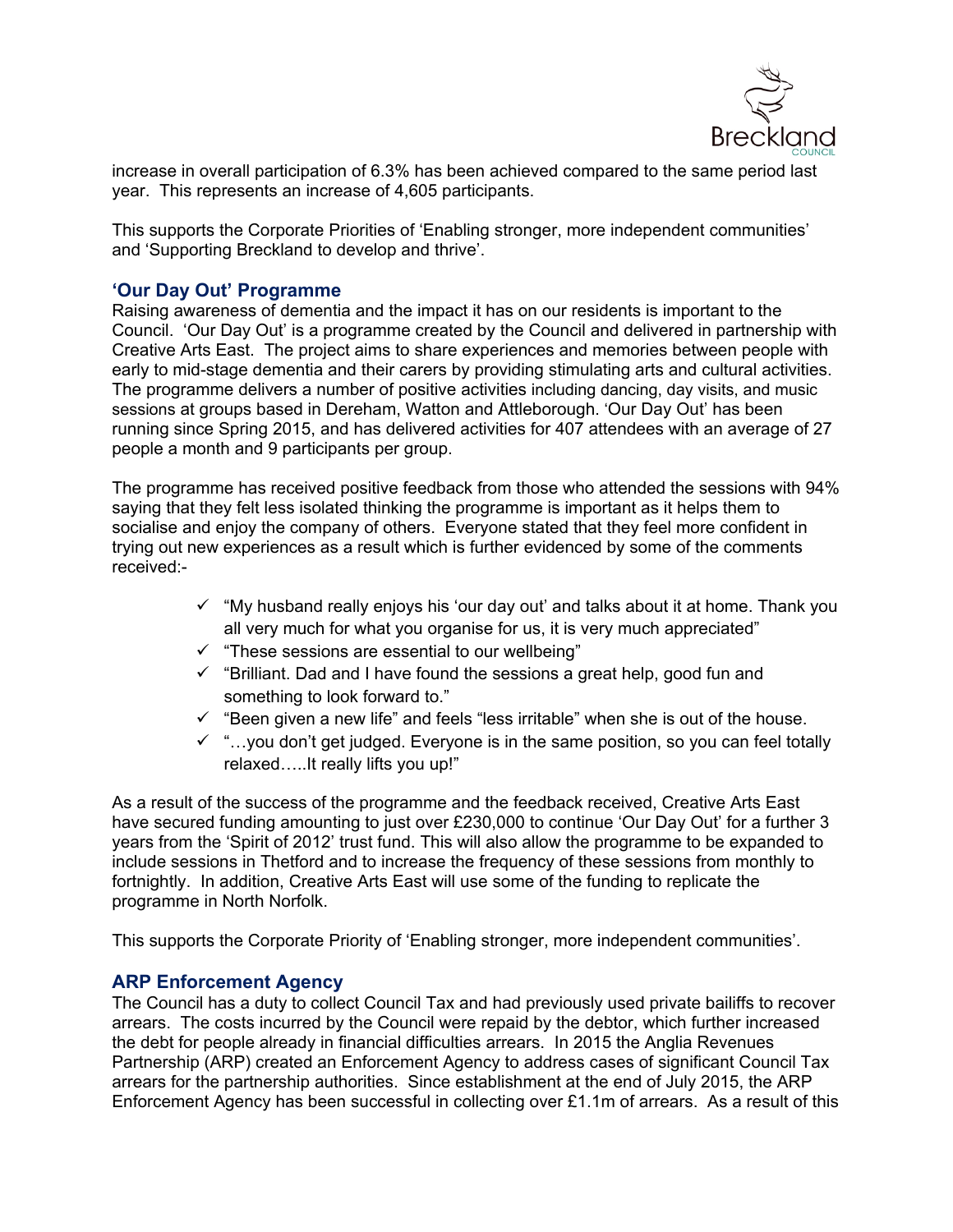increase in overall participation of 6.3% has been achieved compared to the same period last year. This represents an increase of 4,605 participants.

This supports the Corporate Priorities of 'Enabling stronger, more independent communities' and 'Supporting Breckland to develop and thrive'.

### 'Our Day Out' Programme

Raising awareness of dementia and the impact it has on our residents is important to the Council. 'Our Day Out' is a programme created by the Council and delivered in partnership with Creative Arts East. The project aims to share experiences and memories between people with early to mid-stage dementia and their carers by providing stimulating arts and cultural activities. The programme delivers a number of positive activities including dancing, day visits, and music sessions at groups based in Dereham, Watton and Attleborough. 'Our Day Out' has been running since Spring 2015, and has delivered activities for 407 attendees with an average of 27 people a month and 9 participants per group.

The programme has received positive feedback from those who attended the sessions with 94% saying that they felt less isolated thinking the programme is important as it helps them to socialise and enjoy the company of others. Everyone stated that they feel more confident in trying out new experiences as a result which is further evidenced by some of the comments received:-

- ✓ "My husband really enjoys his 'our day out' and talks about it at home. Thank you all very much for what you organise for us, it is very much appreciated"
- ✓ "These sessions are essential to our wellbeing"
- ✓ "Brilliant. Dad and I have found the sessions a great help, good fun and something to look forward to."
- ✓ "Been given a new life" and feels "less irritable" when she is out of the house.
- ✓ "…you don't get judged. Everyone is in the same position, so you can feel totally relaxed…..It really lifts you up!"

As a result of the success of the programme and the feedback received, Creative Arts East have secured funding amounting to just over £230,000 to continue 'Our Day Out' for a further 3 years from the 'Spirit of 2012' trust fund. This will also allow the programme to be expanded to include sessions in Thetford and to increase the frequency of these sessions from monthly to fortnightly. In addition, Creative Arts East will use some of the funding to replicate the programme in North Norfolk.

This supports the Corporate Priority of 'Enabling stronger, more independent communities'.

### ARP Enforcement Agency

The Council has a duty to collect Council Tax and had previously used private bailiffs to recover arrears. The costs incurred by the Council were repaid by the debtor, which further increased the debt for people already in financial difficulties arrears. In 2015 the Anglia Revenues Partnership (ARP) created an Enforcement Agency to address cases of significant Council Tax arrears for the partnership authorities. Since establishment at the end of July 2015, the ARP Enforcement Agency has been successful in collecting over £1.1m of arrears. As a result of this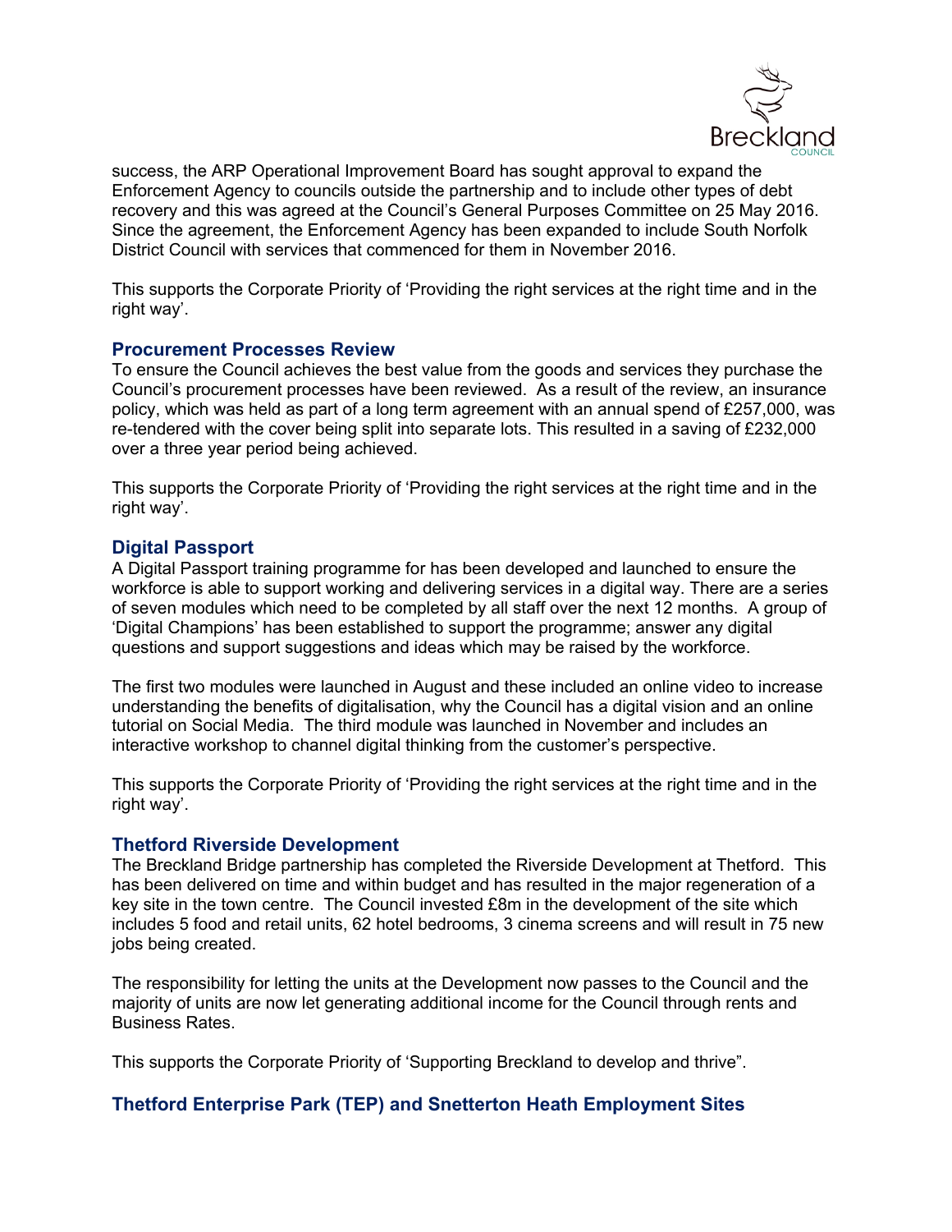success, the ARP Operational Improvement Board has sought approval to expand the Enforcement Agency to councils outside the partnership and to include other types of debt recovery and this was agreed at the Council's General Purposes Committee on 25 May 2016. Since the agreement, the Enforcement Agency has been expanded to include South Norfolk District Council with services that commenced for them in November 2016.

This supports the Corporate Priority of 'Providing the right services at the right time and in the right way'.

### Procurement Processes Review

To ensure the Council achieves the best value from the goods and services they purchase the Council's procurement processes have been reviewed. As a result of the review, an insurance policy, which was held as part of a long term agreement with an annual spend of £257,000, was re-tendered with the cover being split into separate lots. This resulted in a saving of £232,000 over a three year period being achieved.

This supports the Corporate Priority of 'Providing the right services at the right time and in the right way'.

### Digital Passport

A Digital Passport training programme for has been developed and launched to ensure the workforce is able to support working and delivering services in a digital way. There are a series of seven modules which need to be completed by all staff over the next 12 months. A group of 'Digital Champions' has been established to support the programme; answer any digital questions and support suggestions and ideas which may be raised by the workforce.

The first two modules were launched in August and these included an online video to increase understanding the benefits of digitalisation, why the Council has a digital vision and an online tutorial on Social Media. The third module was launched in November and includes an interactive workshop to channel digital thinking from the customer's perspective.

This supports the Corporate Priority of 'Providing the right services at the right time and in the right way'.

### Thetford Riverside Development

The Breckland Bridge partnership has completed the Riverside Development at Thetford. This has been delivered on time and within budget and has resulted in the major regeneration of a key site in the town centre. The Council invested £8m in the development of the site which includes 5 food and retail units, 62 hotel bedrooms, 3 cinema screens and will result in 75 new jobs being created.

The responsibility for letting the units at the Development now passes to the Council and the majority of units are now let generating additional income for the Council through rents and Business Rates.

This supports the Corporate Priority of 'Supporting Breckland to develop and thrive".

### Thetford Enterprise Park (TEP) and Snetterton Heath Employment Sites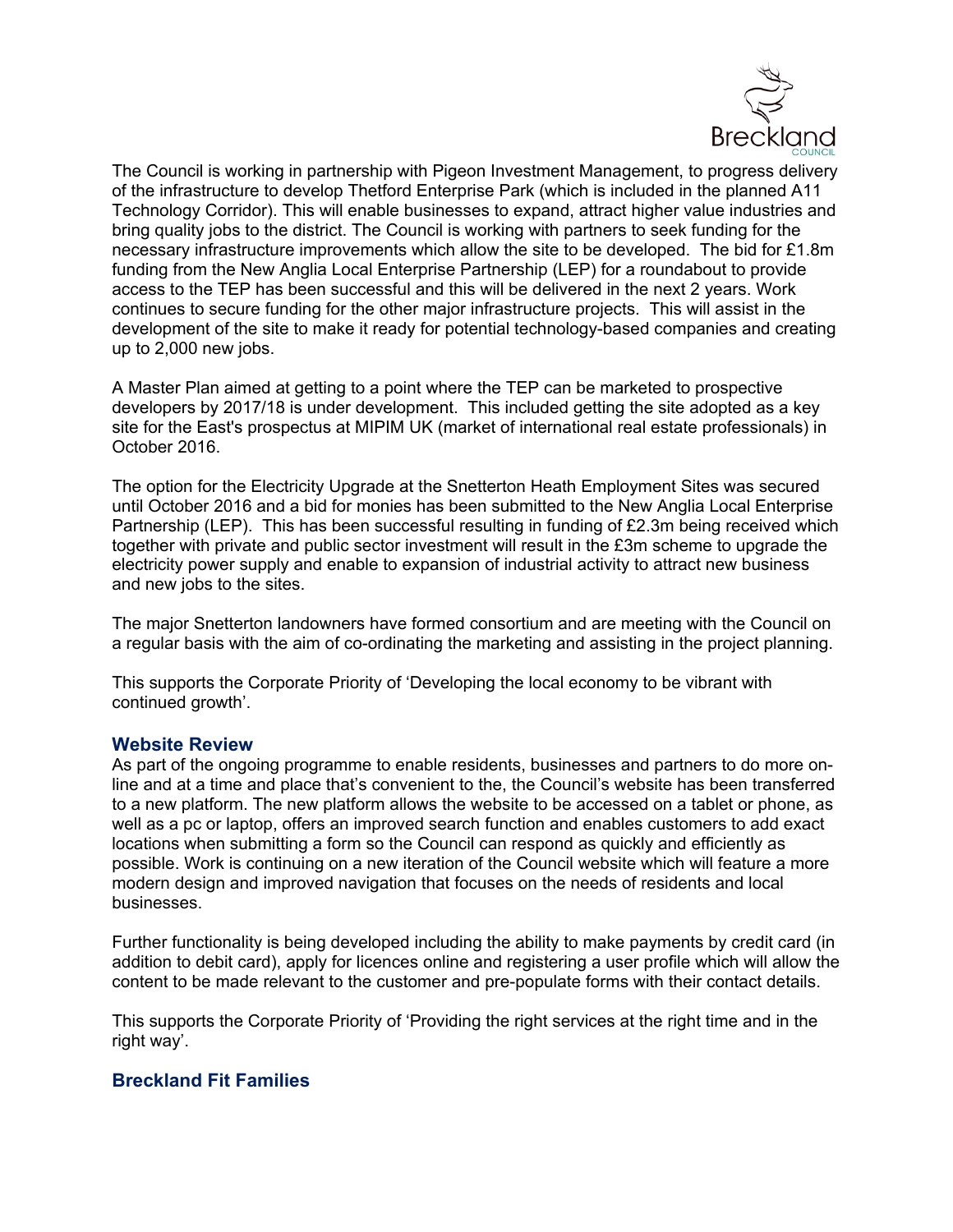The Council is working in partnership with Pigeon Investment Management, to progress delivery of the infrastructure to develop Thetford Enterprise Park (which is included in the planned A11 Technology Corridor). This will enable businesses to expand, attract higher value industries and bring quality jobs to the district. The Council is working with partners to seek funding for the necessary infrastructure improvements which allow the site to be developed. The bid for £1.8m funding from the New Anglia Local Enterprise Partnership (LEP) for a roundabout to provide access to the TEP has been successful and this will be delivered in the next 2 years. Work continues to secure funding for the other major infrastructure projects. This will assist in the development of the site to make it ready for potential technology-based companies and creating up to 2,000 new jobs.

A Master Plan aimed at getting to a point where the TEP can be marketed to prospective developers by 2017/18 is under development. This included getting the site adopted as a key site for the East's prospectus at MIPIM UK (market of international real estate professionals) in October 2016.

The option for the Electricity Upgrade at the Snetterton Heath Employment Sites was secured until October 2016 and a bid for monies has been submitted to the New Anglia Local Enterprise Partnership (LEP). This has been successful resulting in funding of £2.3m being received which together with private and public sector investment will result in the £3m scheme to upgrade the electricity power supply and enable to expansion of industrial activity to attract new business and new jobs to the sites.

The major Snetterton landowners have formed consortium and are meeting with the Council on a regular basis with the aim of co-ordinating the marketing and assisting in the project planning.

This supports the Corporate Priority of 'Developing the local economy to be vibrant with continued growth'.

### Website Review

As part of the ongoing programme to enable residents, businesses and partners to do more on-line and at a time and place that's convenient to the, the Council's website has been transferred to a new platform. The new platform allows the website to be accessed on a tablet or phone, as well as a pc or laptop, offers an improved search function and enables customers to add exact locations when submitting a form so the Council can respond as quickly and efficiently as possible. Work is continuing on a new iteration of the Council website which will feature a more modern design and improved navigation that focuses on the needs of residents and local businesses.

Further functionality is being developed including the ability to make payments by credit card (in addition to debit card), apply for licences online and registering a user profile which will allow the content to be made relevant to the customer and pre-populate forms with their contact details.

This supports the Corporate Priority of 'Providing the right services at the right time and in the right way'.

### Breckland Fit Families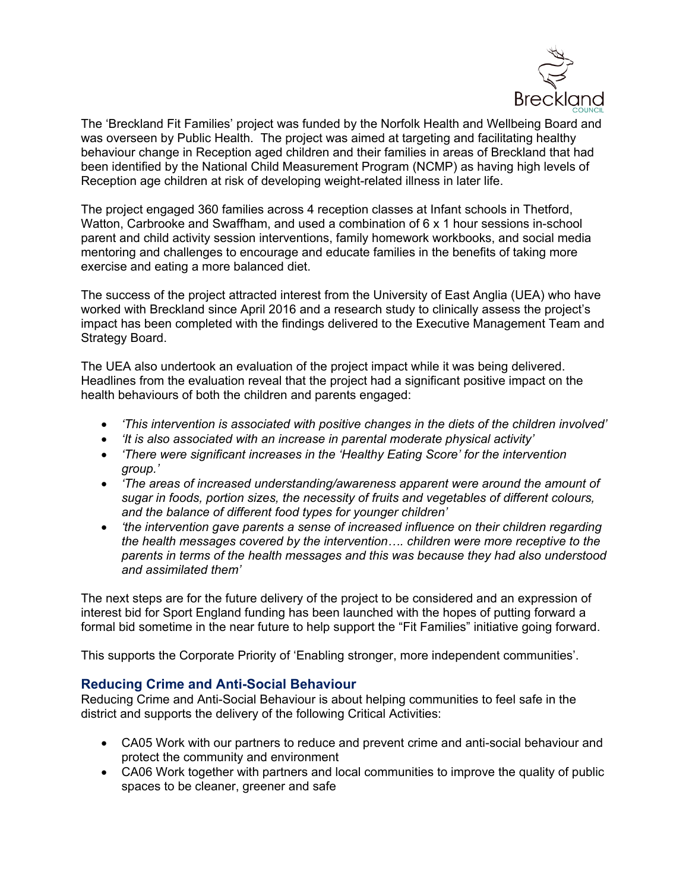The 'Breckland Fit Families' project was funded by the Norfolk Health and Wellbeing Board and was overseen by Public Health. The project was aimed at targeting and facilitating healthy behaviour change in Reception aged children and their families in areas of Breckland that had been identified by the National Child Measurement Program (NCMP) as having high levels of Reception age children at risk of developing weight-related illness in later life.

The project engaged 360 families across 4 reception classes at Infant schools in Thetford, Watton, Carbrooke and Swaffham, and used a combination of 6 x 1 hour sessions in-school parent and child activity session interventions, family homework workbooks, and social media mentoring and challenges to encourage and educate families in the benefits of taking more exercise and eating a more balanced diet.

The success of the project attracted interest from the University of East Anglia (UEA) who have worked with Breckland since April 2016 and a research study to clinically assess the project's impact has been completed with the findings delivered to the Executive Management Team and Strategy Board.

The UEA also undertook an evaluation of the project impact while it was being delivered. Headlines from the evaluation reveal that the project had a significant positive impact on the health behaviours of both the children and parents engaged:

- *'This intervention is associated with positive changes in the diets of the children involved'*
- *'It is also associated with an increase in parental moderate physical activity'*
- *'There were significant increases in the 'Healthy Eating Score' for the intervention group.'*
- *'The areas of increased understanding/awareness apparent were around the amount of sugar in foods, portion sizes, the necessity of fruits and vegetables of different colours, and the balance of different food types for younger children'*
- *'the intervention gave parents a sense of increased influence on their children regarding the health messages covered by the intervention…. children were more receptive to the parents in terms of the health messages and this was because they had also understood and assimilated them'*

The next steps are for the future delivery of the project to be considered and an expression of interest bid for Sport England funding has been launched with the hopes of putting forward a formal bid sometime in the near future to help support the "Fit Families" initiative going forward.

This supports the Corporate Priority of 'Enabling stronger, more independent communities'.

### Reducing Crime and Anti-Social Behaviour

Reducing Crime and Anti-Social Behaviour is about helping communities to feel safe in the district and supports the delivery of the following Critical Activities:

- CA05 Work with our partners to reduce and prevent crime and anti-social behaviour and protect the community and environment
- CA06 Work together with partners and local communities to improve the quality of public spaces to be cleaner, greener and safe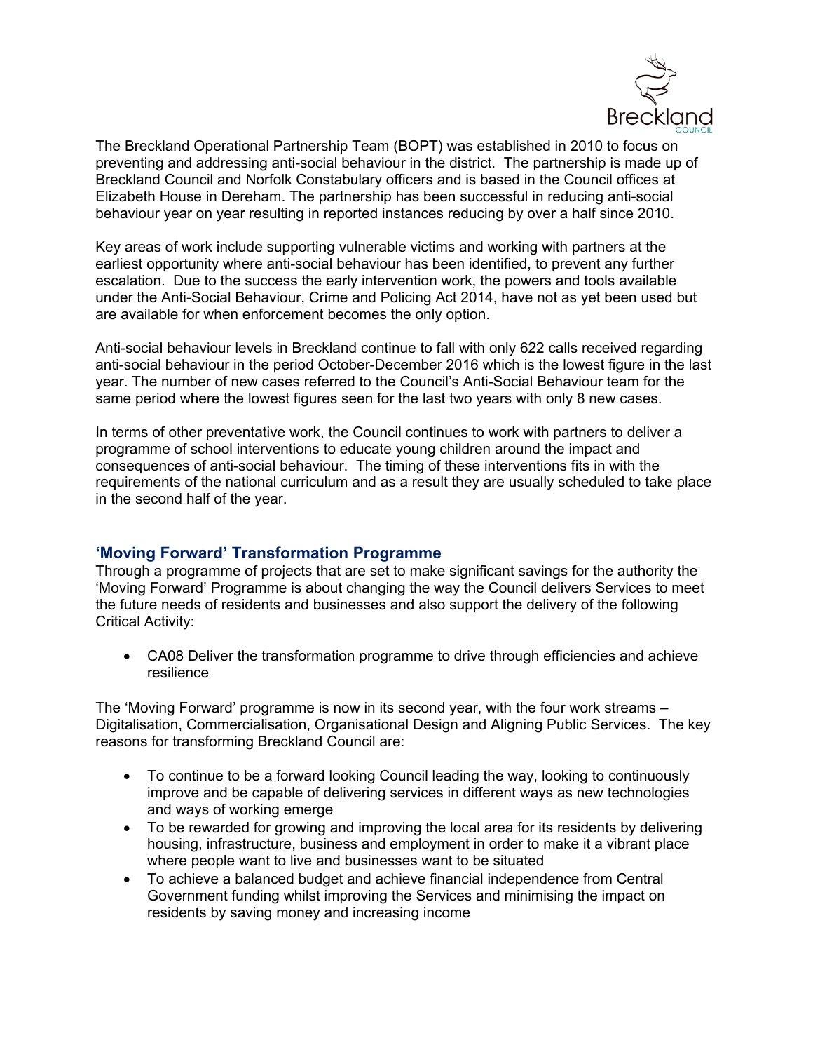The Breckland Operational Partnership Team (BOPT) was established in 2010 to focus on preventing and addressing anti-social behaviour in the district. The partnership is made up of Breckland Council and Norfolk Constabulary officers and is based in the Council offices at Elizabeth House in Dereham. The partnership has been successful in reducing anti-social behaviour year on year resulting in reported instances reducing by over a half since 2010.

Key areas of work include supporting vulnerable victims and working with partners at the earliest opportunity where anti-social behaviour has been identified, to prevent any further escalation. Due to the success the early intervention work, the powers and tools available under the Anti-Social Behaviour, Crime and Policing Act 2014, have not as yet been used but are available for when enforcement becomes the only option.

Anti-social behaviour levels in Breckland continue to fall with only 622 calls received regarding anti-social behaviour in the period October-December 2016 which is the lowest figure in the last year. The number of new cases referred to the Council's Anti-Social Behaviour team for the same period where the lowest figures seen for the last two years with only 8 new cases.

In terms of other preventative work, the Council continues to work with partners to deliver a programme of school interventions to educate young children around the impact and consequences of anti-social behaviour. The timing of these interventions fits in with the requirements of the national curriculum and as a result they are usually scheduled to take place in the second half of the year.

## 'Moving Forward' Transformation Programme

Through a programme of projects that are set to make significant savings for the authority the 'Moving Forward' Programme is about changing the way the Council delivers Services to meet the future needs of residents and businesses and also support the delivery of the following Critical Activity:

- CA08 Deliver the transformation programme to drive through efficiencies and achieve resilience

The 'Moving Forward' programme is now in its second year, with the four work streams – Digitalisation, Commercialisation, Organisational Design and Aligning Public Services. The key reasons for transforming Breckland Council are:

- To continue to be a forward looking Council leading the way, looking to continuously improve and be capable of delivering services in different ways as new technologies and ways of working emerge
- To be rewarded for growing and improving the local area for its residents by delivering housing, infrastructure, business and employment in order to make it a vibrant place where people want to live and businesses want to be situated
- To achieve a balanced budget and achieve financial independence from Central Government funding whilst improving the Services and minimising the impact on residents by saving money and increasing income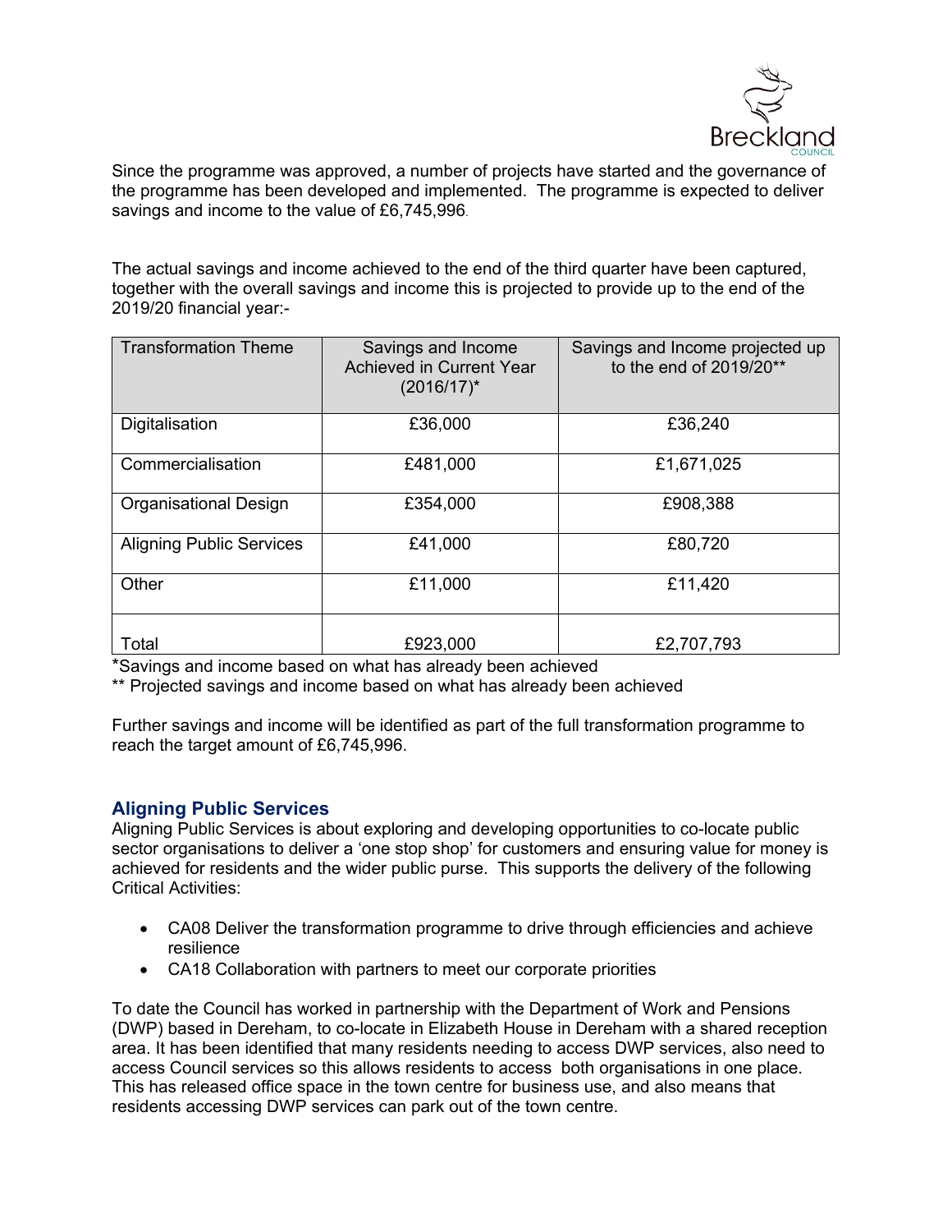Since the programme was approved, a number of projects have started and the governance of the programme has been developed and implemented. The programme is expected to deliver savings and income to the value of £6,745,996.

The actual savings and income achieved to the end of the third quarter have been captured, together with the overall savings and income this is projected to provide up to the end of the 2019/20 financial year:-

| Transformation Theme | Savings and Income Achieved in Current Year (2016/17)* | Savings and Income projected up to the end of 2019/20** |
|---|---|---|
| Digitalisation | £36,000 | £36,240 |
| Commercialisation | £481,000 | £1,671,025 |
| Organisational Design | £354,000 | £908,388 |
| Aligning Public Services | £41,000 | £80,720 |
| Other | £11,000 | £11,420 |
| Total | £923,000 | £2,707,793 |

*Savings and income based on what has already been achieved

** Projected savings and income based on what has already been achieved

Further savings and income will be identified as part of the full transformation programme to reach the target amount of £6,745,996.

### Aligning Public Services

Aligning Public Services is about exploring and developing opportunities to co-locate public sector organisations to deliver a 'one stop shop' for customers and ensuring value for money is achieved for residents and the wider public purse. This supports the delivery of the following Critical Activities:

- CA08 Deliver the transformation programme to drive through efficiencies and achieve resilience
- CA18 Collaboration with partners to meet our corporate priorities

To date the Council has worked in partnership with the Department of Work and Pensions (DWP) based in Dereham, to co-locate in Elizabeth House in Dereham with a shared reception area. It has been identified that many residents needing to access DWP services, also need to access Council services so this allows residents to access both organisations in one place. This has released office space in the town centre for business use, and also means that residents accessing DWP services can park out of the town centre.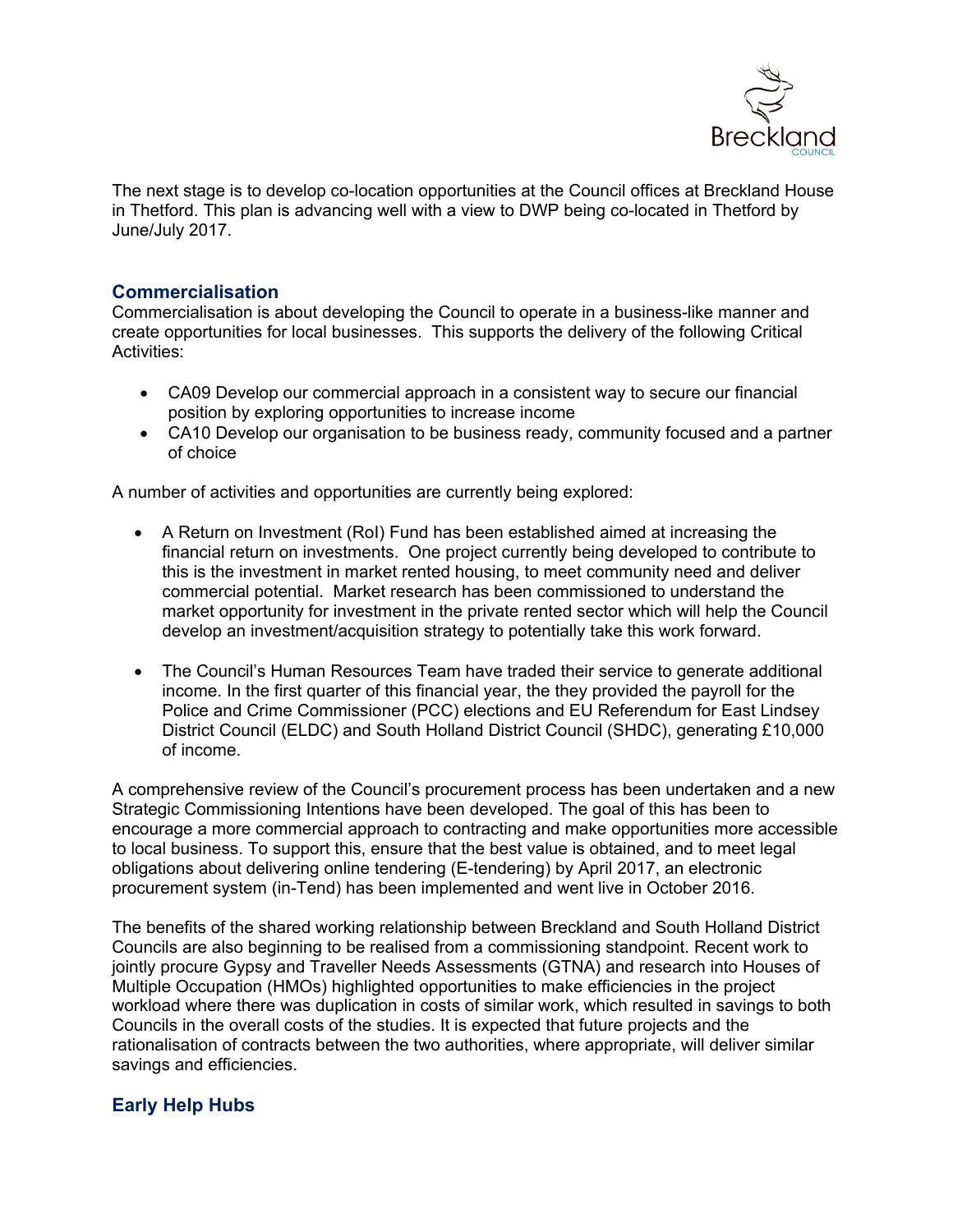The next stage is to develop co-location opportunities at the Council offices at Breckland House in Thetford. This plan is advancing well with a view to DWP being co-located in Thetford by June/July 2017.

## Commercialisation

Commercialisation is about developing the Council to operate in a business-like manner and create opportunities for local businesses. This supports the delivery of the following Critical Activities:

- CA09 Develop our commercial approach in a consistent way to secure our financial position by exploring opportunities to increase income
- CA10 Develop our organisation to be business ready, community focused and a partner of choice

A number of activities and opportunities are currently being explored:

- A Return on Investment (RoI) Fund has been established aimed at increasing the financial return on investments. One project currently being developed to contribute to this is the investment in market rented housing, to meet community need and deliver commercial potential. Market research has been commissioned to understand the market opportunity for investment in the private rented sector which will help the Council develop an investment/acquisition strategy to potentially take this work forward.

- The Council's Human Resources Team have traded their service to generate additional income. In the first quarter of this financial year, the they provided the payroll for the Police and Crime Commissioner (PCC) elections and EU Referendum for East Lindsey District Council (ELDC) and South Holland District Council (SHDC), generating £10,000 of income.

A comprehensive review of the Council's procurement process has been undertaken and a new Strategic Commissioning Intentions have been developed. The goal of this has been to encourage a more commercial approach to contracting and make opportunities more accessible to local business. To support this, ensure that the best value is obtained, and to meet legal obligations about delivering online tendering (E-tendering) by April 2017, an electronic procurement system (in-Tend) has been implemented and went live in October 2016.

The benefits of the shared working relationship between Breckland and South Holland District Councils are also beginning to be realised from a commissioning standpoint. Recent work to jointly procure Gypsy and Traveller Needs Assessments (GTNA) and research into Houses of Multiple Occupation (HMOs) highlighted opportunities to make efficiencies in the project workload where there was duplication in costs of similar work, which resulted in savings to both Councils in the overall costs of the studies. It is expected that future projects and the rationalisation of contracts between the two authorities, where appropriate, will deliver similar savings and efficiencies.

## Early Help Hubs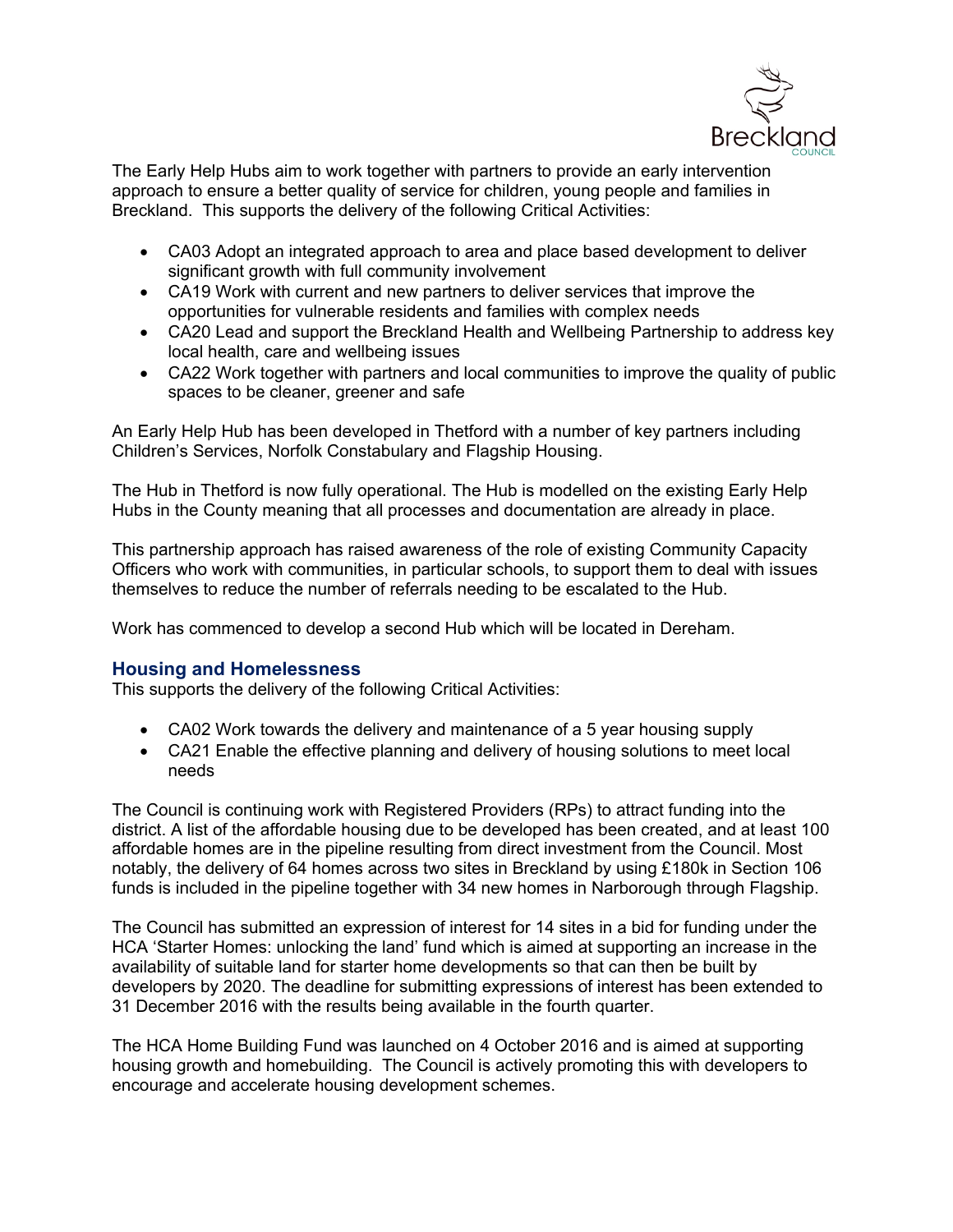The Early Help Hubs aim to work together with partners to provide an early intervention approach to ensure a better quality of service for children, young people and families in Breckland. This supports the delivery of the following Critical Activities:

- CA03 Adopt an integrated approach to area and place based development to deliver significant growth with full community involvement
- CA19 Work with current and new partners to deliver services that improve the opportunities for vulnerable residents and families with complex needs
- CA20 Lead and support the Breckland Health and Wellbeing Partnership to address key local health, care and wellbeing issues
- CA22 Work together with partners and local communities to improve the quality of public spaces to be cleaner, greener and safe

An Early Help Hub has been developed in Thetford with a number of key partners including Children's Services, Norfolk Constabulary and Flagship Housing.

The Hub in Thetford is now fully operational. The Hub is modelled on the existing Early Help Hubs in the County meaning that all processes and documentation are already in place.

This partnership approach has raised awareness of the role of existing Community Capacity Officers who work with communities, in particular schools, to support them to deal with issues themselves to reduce the number of referrals needing to be escalated to the Hub.

Work has commenced to develop a second Hub which will be located in Dereham.

### Housing and Homelessness

This supports the delivery of the following Critical Activities:

- CA02 Work towards the delivery and maintenance of a 5 year housing supply
- CA21 Enable the effective planning and delivery of housing solutions to meet local needs

The Council is continuing work with Registered Providers (RPs) to attract funding into the district. A list of the affordable housing due to be developed has been created, and at least 100 affordable homes are in the pipeline resulting from direct investment from the Council. Most notably, the delivery of 64 homes across two sites in Breckland by using £180k in Section 106 funds is included in the pipeline together with 34 new homes in Narborough through Flagship.

The Council has submitted an expression of interest for 14 sites in a bid for funding under the HCA 'Starter Homes: unlocking the land' fund which is aimed at supporting an increase in the availability of suitable land for starter home developments so that can then be built by developers by 2020. The deadline for submitting expressions of interest has been extended to 31 December 2016 with the results being available in the fourth quarter.

The HCA Home Building Fund was launched on 4 October 2016 and is aimed at supporting housing growth and homebuilding. The Council is actively promoting this with developers to encourage and accelerate housing development schemes.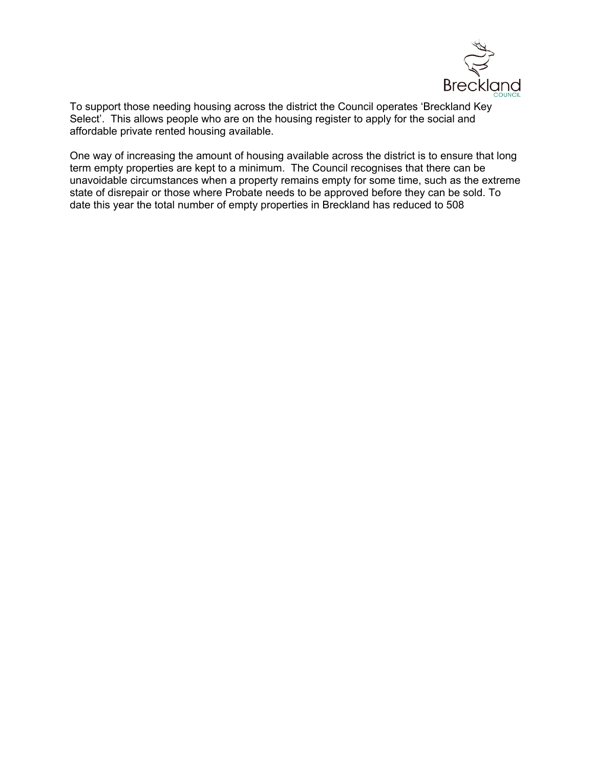To support those needing housing across the district the Council operates 'Breckland Key Select'. This allows people who are on the housing register to apply for the social and affordable private rented housing available.

One way of increasing the amount of housing available across the district is to ensure that long term empty properties are kept to a minimum. The Council recognises that there can be unavoidable circumstances when a property remains empty for some time, such as the extreme state of disrepair or those where Probate needs to be approved before they can be sold. To date this year the total number of empty properties in Breckland has reduced to 508